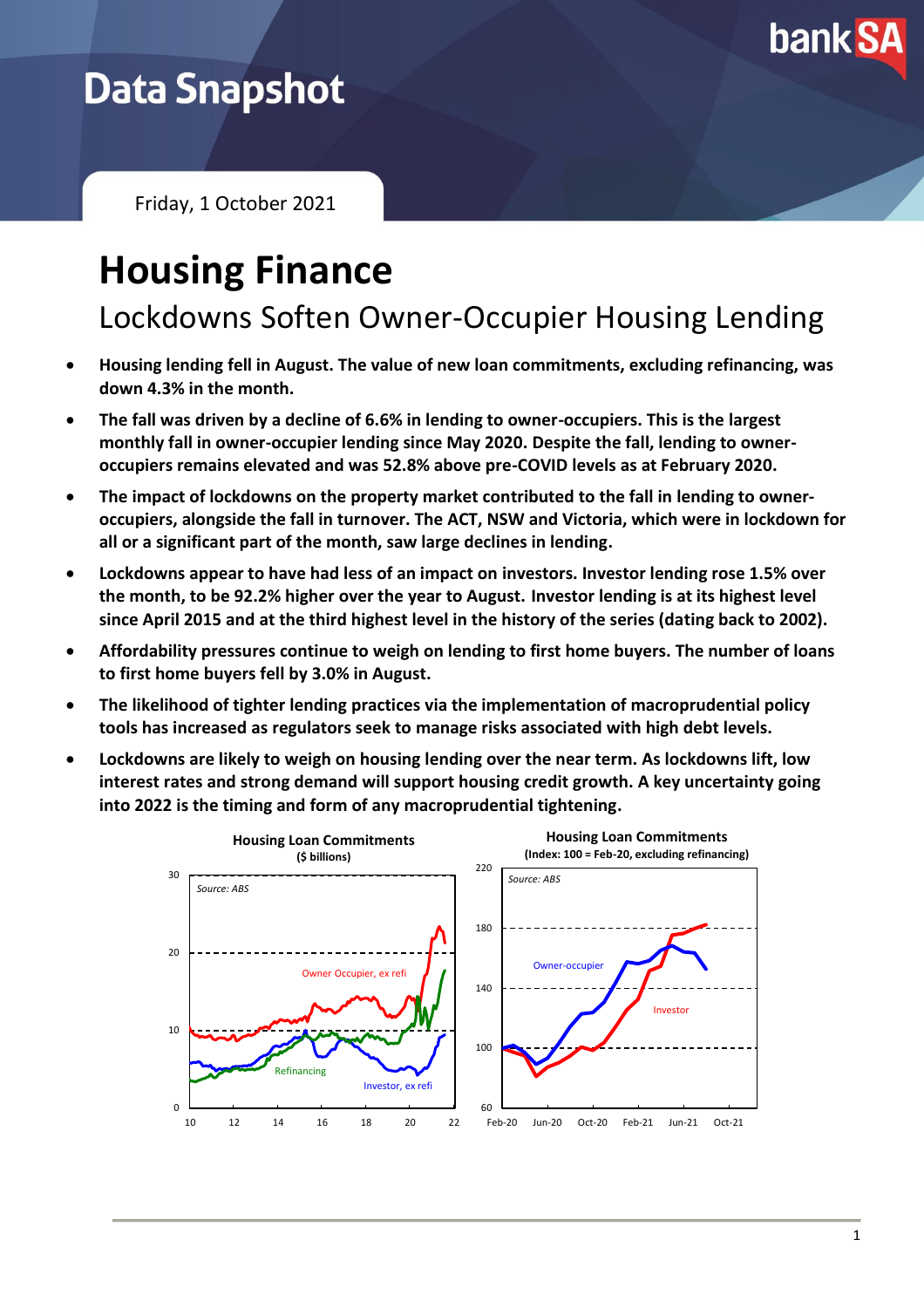# Data Snapshot

Friday, 1 October 2021

# Housing Finance

## Lockdowns Soften Owner-Occupier Housing Lending

- **Housing lending fell in August. The value of new loan commitments, excluding refinancing, was down 4.3% in the month.**
- **The fall was driven by a decline of 6.6% in lending to owner-occupiers. This is the largest monthly fall in owner-occupier lending since May 2020. Despite the fall, lending to owner-occupiers remains elevated and was 52.8% above pre-COVID levels as at February 2020.**
- **The impact of lockdowns on the property market contributed to the fall in lending to owner-occupiers, alongside the fall in turnover. The ACT, NSW and Victoria, which were in lockdown for all or a significant part of the month, saw large declines in lending.**
- **Lockdowns appear to have had less of an impact on investors. Investor lending rose 1.5% over the month, to be 92.2% higher over the year to August. Investor lending is at its highest level since April 2015 and at the third highest level in the history of the series (dating back to 2002).**
- **Affordability pressures continue to weigh on lending to first home buyers. The number of loans to first home buyers fell by 3.0% in August.**
- **The likelihood of tighter lending practices via the implementation of macroprudential policy tools has increased as regulators seek to manage risks associated with high debt levels.**
- **Lockdowns are likely to weigh on housing lending over the near term. As lockdowns lift, low interest rates and strong demand will support housing credit growth. A key uncertainty going into 2022 is the timing and form of any macroprudential tightening.**

**Housing Loan Commitments**
**($ billions)**

**Housing Loan Commitments**
**(Index: 100 = Feb-20, excluding refinancing)**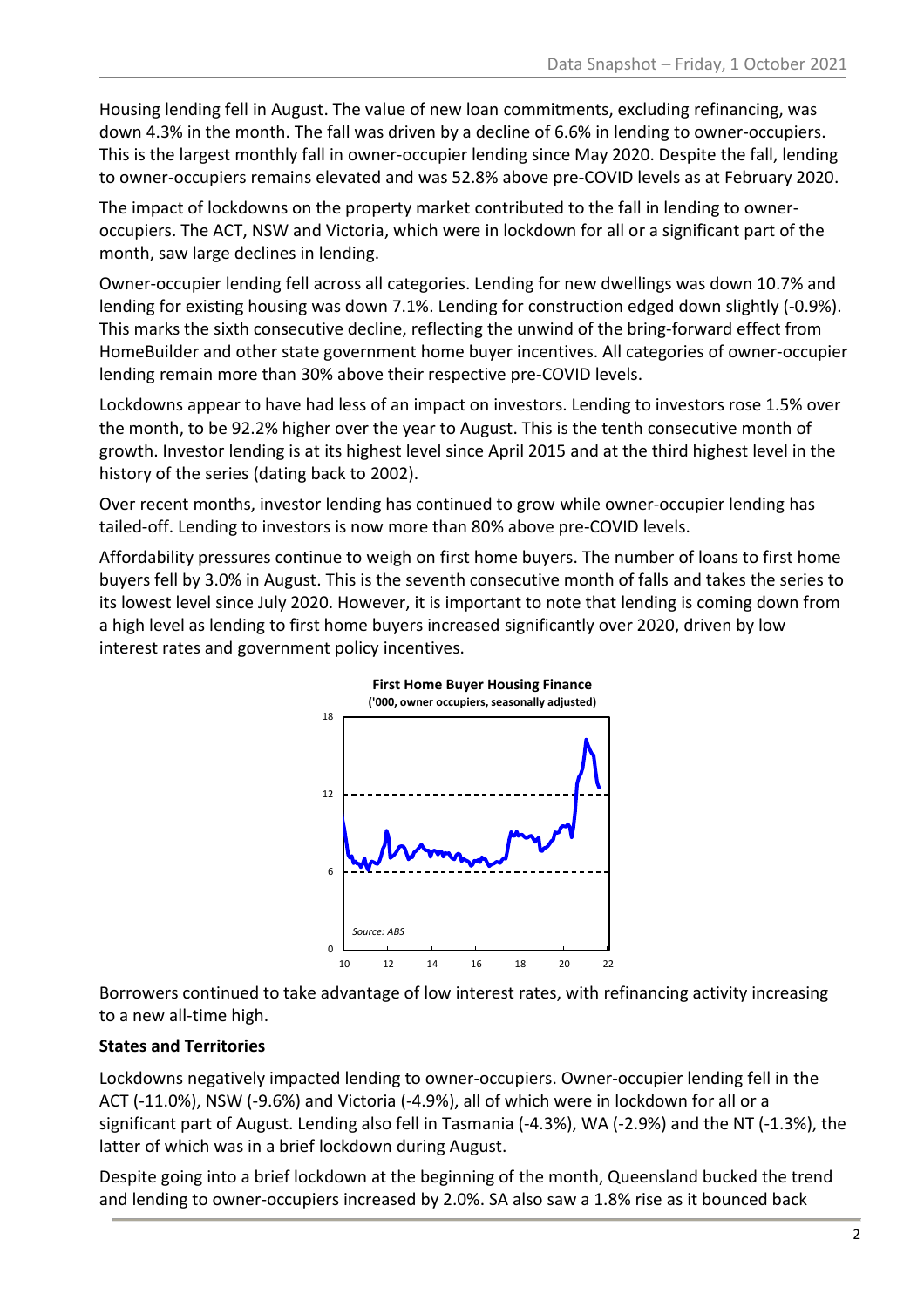Housing lending fell in August. The value of new loan commitments, excluding refinancing, was down 4.3% in the month. The fall was driven by a decline of 6.6% in lending to owner-occupiers. This is the largest monthly fall in owner-occupier lending since May 2020. Despite the fall, lending to owner-occupiers remains elevated and was 52.8% above pre-COVID levels as at February 2020.

The impact of lockdowns on the property market contributed to the fall in lending to owner-occupiers. The ACT, NSW and Victoria, which were in lockdown for all or a significant part of the month, saw large declines in lending.

Owner-occupier lending fell across all categories. Lending for new dwellings was down 10.7% and lending for existing housing was down 7.1%. Lending for construction edged down slightly (-0.9%). This marks the sixth consecutive decline, reflecting the unwind of the bring-forward effect from HomeBuilder and other state government home buyer incentives. All categories of owner-occupier lending remain more than 30% above their respective pre-COVID levels.

Lockdowns appear to have had less of an impact on investors. Lending to investors rose 1.5% over the month, to be 92.2% higher over the year to August. This is the tenth consecutive month of growth. Investor lending is at its highest level since April 2015 and at the third highest level in the history of the series (dating back to 2002).

Over recent months, investor lending has continued to grow while owner-occupier lending has tailed-off. Lending to investors is now more than 80% above pre-COVID levels.

Affordability pressures continue to weigh on first home buyers. The number of loans to first home buyers fell by 3.0% in August. This is the seventh consecutive month of falls and takes the series to its lowest level since July 2020. However, it is important to note that lending is coming down from a high level as lending to first home buyers increased significantly over 2020, driven by low interest rates and government policy incentives.

**First Home Buyer Housing Finance**
**('000, owner occupiers, seasonally adjusted)**

Source: ABS

Borrowers continued to take advantage of low interest rates, with refinancing activity increasing to a new all-time high.

**States and Territories**

Lockdowns negatively impacted lending to owner-occupiers. Owner-occupier lending fell in the ACT (-11.0%), NSW (-9.6%) and Victoria (-4.9%), all of which were in lockdown for all or a significant part of August. Lending also fell in Tasmania (-4.3%), WA (-2.9%) and the NT (-1.3%), the latter of which was in a brief lockdown during August.

Despite going into a brief lockdown at the beginning of the month, Queensland bucked the trend and lending to owner-occupiers increased by 2.0%. SA also saw a 1.8% rise as it bounced back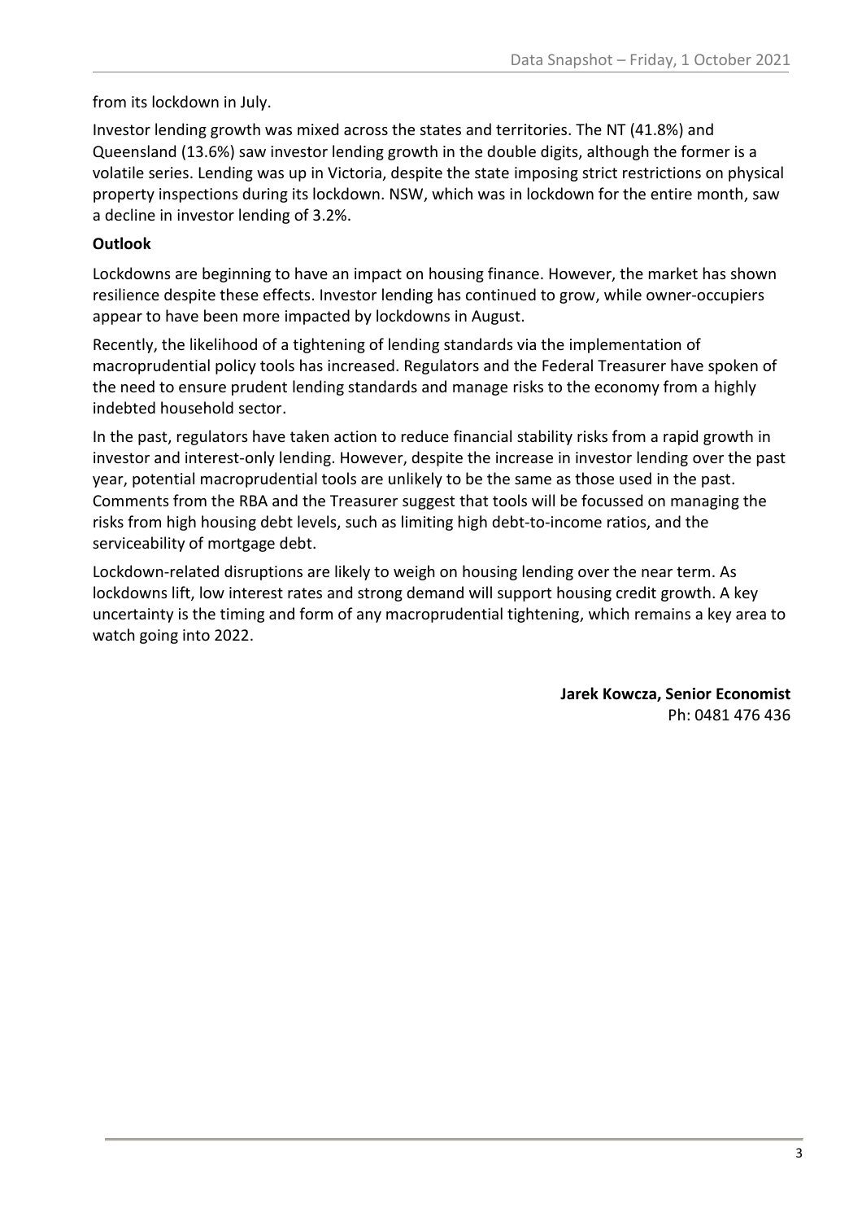from its lockdown in July.

Investor lending growth was mixed across the states and territories. The NT (41.8%) and Queensland (13.6%) saw investor lending growth in the double digits, although the former is a volatile series. Lending was up in Victoria, despite the state imposing strict restrictions on physical property inspections during its lockdown. NSW, which was in lockdown for the entire month, saw a decline in investor lending of 3.2%.

**Outlook**

Lockdowns are beginning to have an impact on housing finance. However, the market has shown resilience despite these effects. Investor lending has continued to grow, while owner-occupiers appear to have been more impacted by lockdowns in August.

Recently, the likelihood of a tightening of lending standards via the implementation of macroprudential policy tools has increased. Regulators and the Federal Treasurer have spoken of the need to ensure prudent lending standards and manage risks to the economy from a highly indebted household sector.

In the past, regulators have taken action to reduce financial stability risks from a rapid growth in investor and interest-only lending. However, despite the increase in investor lending over the past year, potential macroprudential tools are unlikely to be the same as those used in the past. Comments from the RBA and the Treasurer suggest that tools will be focussed on managing the risks from high housing debt levels, such as limiting high debt-to-income ratios, and the serviceability of mortgage debt.

Lockdown-related disruptions are likely to weigh on housing lending over the near term. As lockdowns lift, low interest rates and strong demand will support housing credit growth. A key uncertainty is the timing and form of any macroprudential tightening, which remains a key area to watch going into 2022.

**Jarek Kowcza, Senior Economist**
Ph: 0481 476 436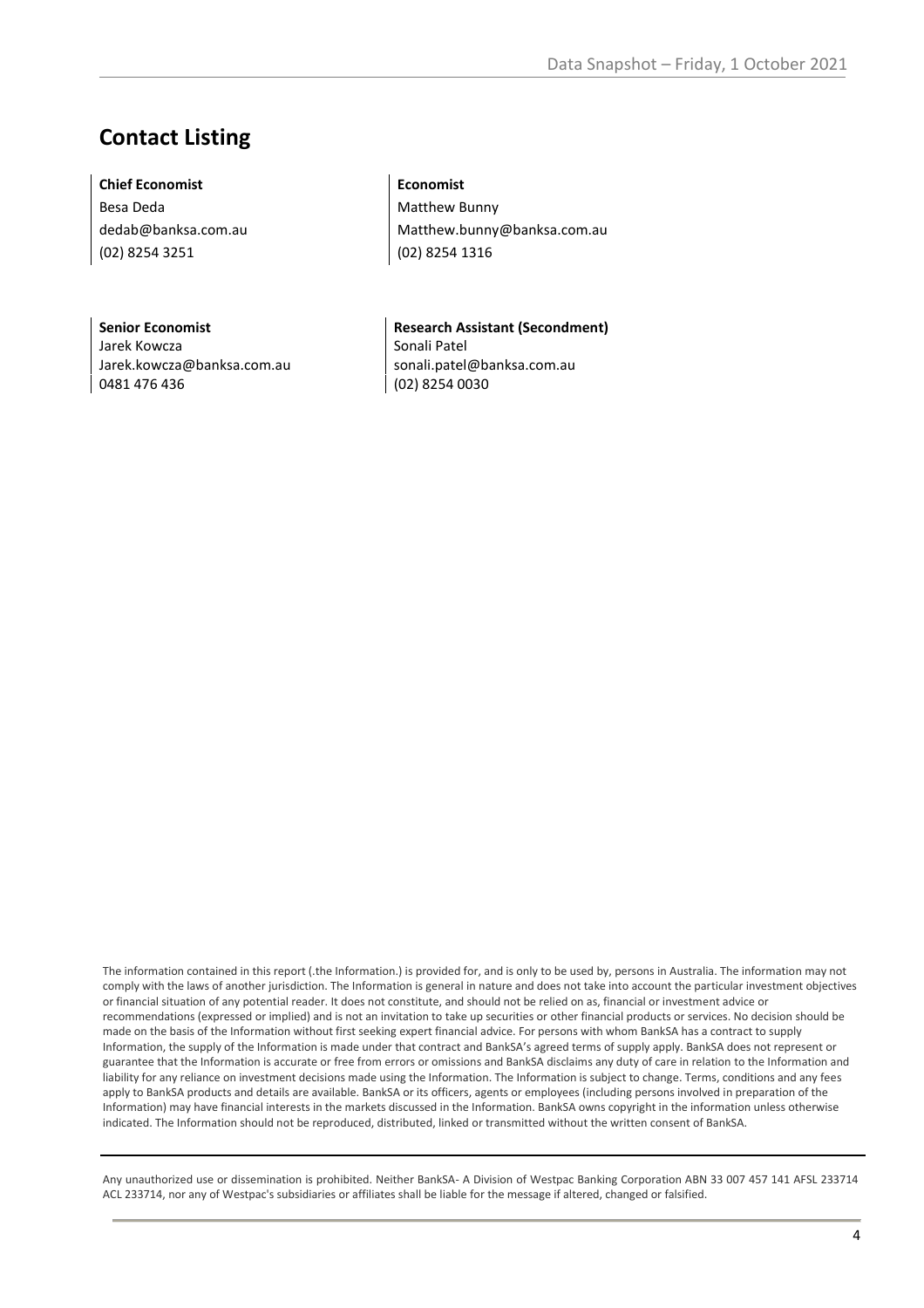## Contact Listing

**Chief Economist**
Besa Deda
dedab@banksa.com.au
(02) 8254 3251

**Economist**
Matthew Bunny
Matthew.bunny@banksa.com.au
(02) 8254 1316

**Senior Economist**
Jarek Kowcza
Jarek.kowcza@banksa.com.au
0481 476 436

**Research Assistant (Secondment)**
Sonali Patel
sonali.patel@banksa.com.au
(02) 8254 0030

The information contained in this report (.the Information.) is provided for, and is only to be used by, persons in Australia. The information may not comply with the laws of another jurisdiction. The Information is general in nature and does not take into account the particular investment objectives or financial situation of any potential reader. It does not constitute, and should not be relied on as, financial or investment advice or recommendations (expressed or implied) and is not an invitation to take up securities or other financial products or services. No decision should be made on the basis of the Information without first seeking expert financial advice. For persons with whom BankSA has a contract to supply Information, the supply of the Information is made under that contract and BankSA's agreed terms of supply apply. BankSA does not represent or guarantee that the Information is accurate or free from errors or omissions and BankSA disclaims any duty of care in relation to the Information and liability for any reliance on investment decisions made using the Information. The Information is subject to change. Terms, conditions and any fees apply to BankSA products and details are available. BankSA or its officers, agents or employees (including persons involved in preparation of the Information) may have financial interests in the markets discussed in the Information. BankSA owns copyright in the information unless otherwise indicated. The Information should not be reproduced, distributed, linked or transmitted without the written consent of BankSA.

Any unauthorized use or dissemination is prohibited. Neither BankSA- A Division of Westpac Banking Corporation ABN 33 007 457 141 AFSL 233714 ACL 233714, nor any of Westpac's subsidiaries or affiliates shall be liable for the message if altered, changed or falsified.